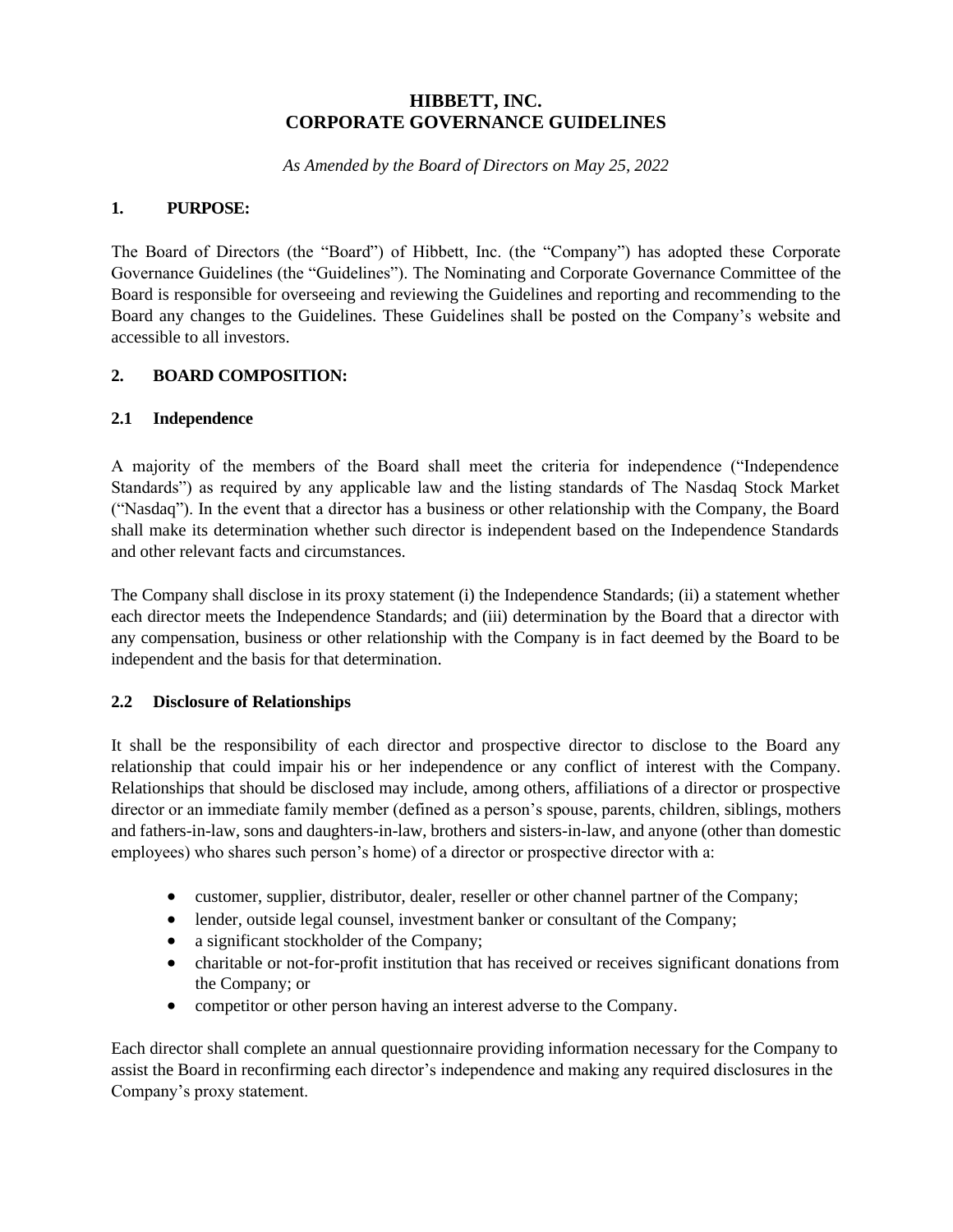# HIBBETT, INC.
# CORPORATE GOVERNANCE GUIDELINES

*As Amended by the Board of Directors on May 25, 2022*

## 1. PURPOSE:

The Board of Directors (the "Board") of Hibbett, Inc. (the "Company") has adopted these Corporate Governance Guidelines (the "Guidelines"). The Nominating and Corporate Governance Committee of the Board is responsible for overseeing and reviewing the Guidelines and reporting and recommending to the Board any changes to the Guidelines. These Guidelines shall be posted on the Company's website and accessible to all investors.

## 2. BOARD COMPOSITION:

### 2.1 Independence

A majority of the members of the Board shall meet the criteria for independence ("Independence Standards") as required by any applicable law and the listing standards of The Nasdaq Stock Market ("Nasdaq"). In the event that a director has a business or other relationship with the Company, the Board shall make its determination whether such director is independent based on the Independence Standards and other relevant facts and circumstances.

The Company shall disclose in its proxy statement (i) the Independence Standards; (ii) a statement whether each director meets the Independence Standards; and (iii) determination by the Board that a director with any compensation, business or other relationship with the Company is in fact deemed by the Board to be independent and the basis for that determination.

### 2.2 Disclosure of Relationships

It shall be the responsibility of each director and prospective director to disclose to the Board any relationship that could impair his or her independence or any conflict of interest with the Company. Relationships that should be disclosed may include, among others, affiliations of a director or prospective director or an immediate family member (defined as a person's spouse, parents, children, siblings, mothers and fathers-in-law, sons and daughters-in-law, brothers and sisters-in-law, and anyone (other than domestic employees) who shares such person's home) of a director or prospective director with a:

- customer, supplier, distributor, dealer, reseller or other channel partner of the Company;
- lender, outside legal counsel, investment banker or consultant of the Company;
- a significant stockholder of the Company;
- charitable or not-for-profit institution that has received or receives significant donations from the Company; or
- competitor or other person having an interest adverse to the Company.

Each director shall complete an annual questionnaire providing information necessary for the Company to assist the Board in reconfirming each director's independence and making any required disclosures in the Company's proxy statement.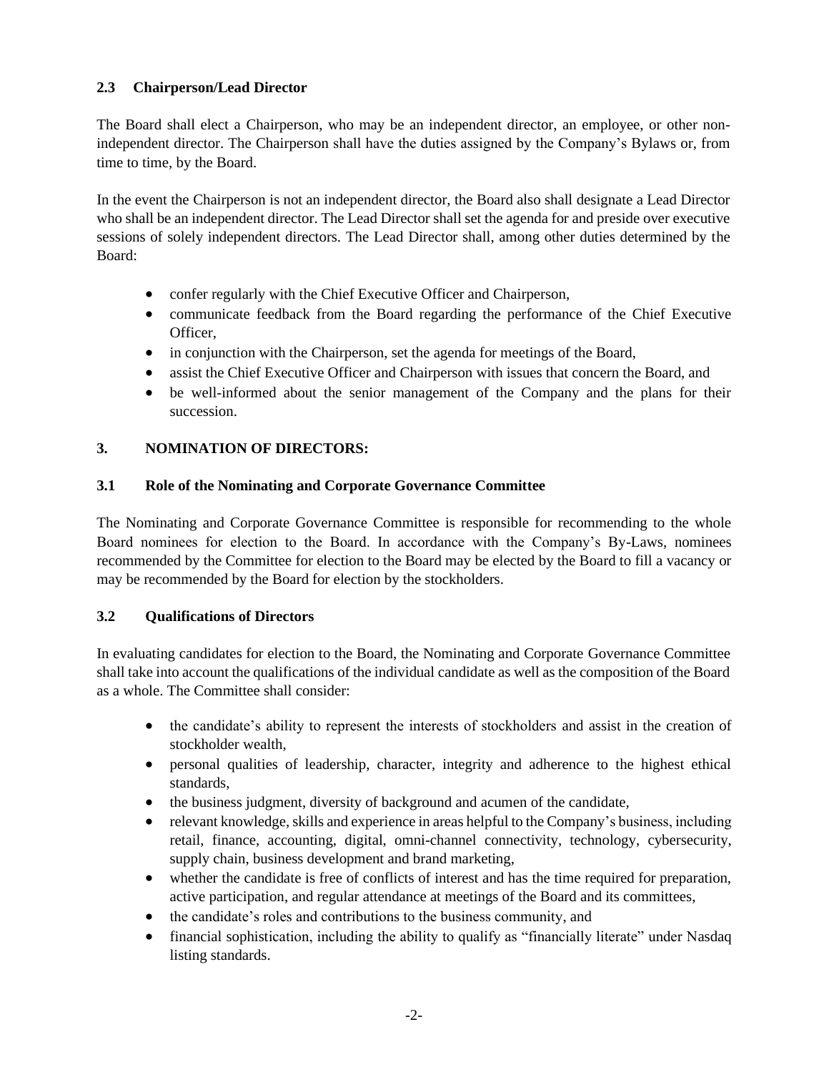### 2.3 Chairperson/Lead Director

The Board shall elect a Chairperson, who may be an independent director, an employee, or other non-independent director. The Chairperson shall have the duties assigned by the Company's Bylaws or, from time to time, by the Board.

In the event the Chairperson is not an independent director, the Board also shall designate a Lead Director who shall be an independent director. The Lead Director shall set the agenda for and preside over executive sessions of solely independent directors. The Lead Director shall, among other duties determined by the Board:

- confer regularly with the Chief Executive Officer and Chairperson,
- communicate feedback from the Board regarding the performance of the Chief Executive Officer,
- in conjunction with the Chairperson, set the agenda for meetings of the Board,
- assist the Chief Executive Officer and Chairperson with issues that concern the Board, and
- be well-informed about the senior management of the Company and the plans for their succession.

## 3. NOMINATION OF DIRECTORS:

### 3.1 Role of the Nominating and Corporate Governance Committee

The Nominating and Corporate Governance Committee is responsible for recommending to the whole Board nominees for election to the Board. In accordance with the Company's By-Laws, nominees recommended by the Committee for election to the Board may be elected by the Board to fill a vacancy or may be recommended by the Board for election by the stockholders.

### 3.2 Qualifications of Directors

In evaluating candidates for election to the Board, the Nominating and Corporate Governance Committee shall take into account the qualifications of the individual candidate as well as the composition of the Board as a whole. The Committee shall consider:

- the candidate's ability to represent the interests of stockholders and assist in the creation of stockholder wealth,
- personal qualities of leadership, character, integrity and adherence to the highest ethical standards,
- the business judgment, diversity of background and acumen of the candidate,
- relevant knowledge, skills and experience in areas helpful to the Company's business, including retail, finance, accounting, digital, omni-channel connectivity, technology, cybersecurity, supply chain, business development and brand marketing,
- whether the candidate is free of conflicts of interest and has the time required for preparation, active participation, and regular attendance at meetings of the Board and its committees,
- the candidate's roles and contributions to the business community, and
- financial sophistication, including the ability to qualify as "financially literate" under Nasdaq listing standards.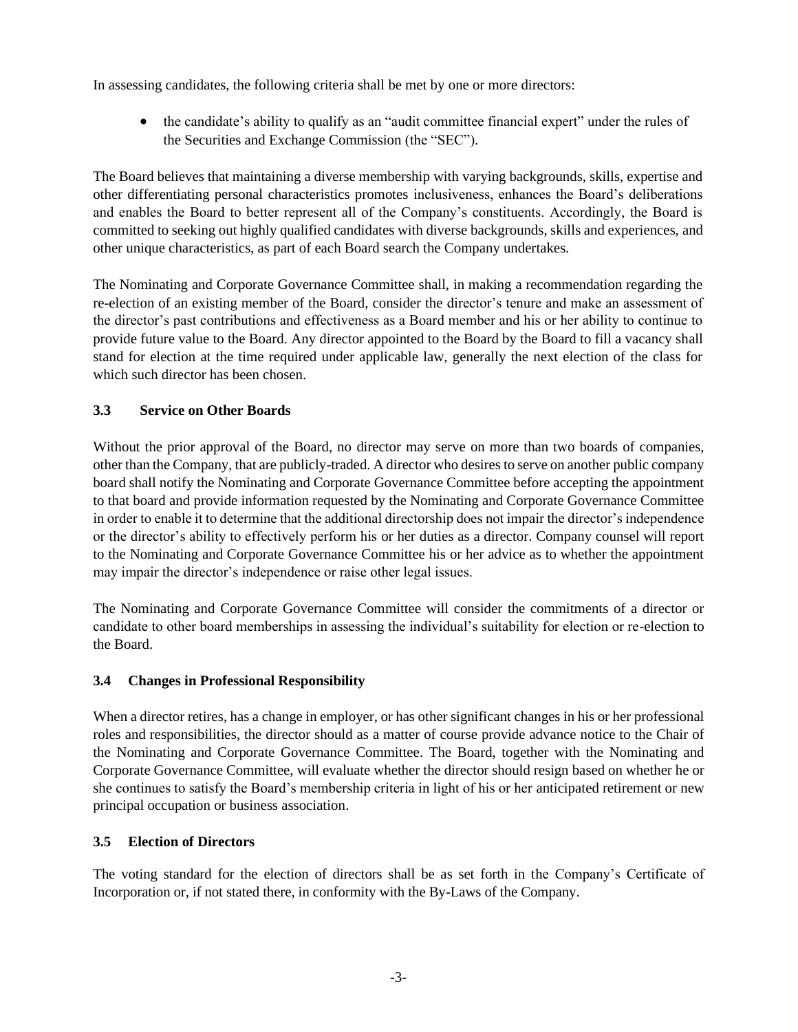In assessing candidates, the following criteria shall be met by one or more directors:

- the candidate's ability to qualify as an "audit committee financial expert" under the rules of the Securities and Exchange Commission (the "SEC").

The Board believes that maintaining a diverse membership with varying backgrounds, skills, expertise and other differentiating personal characteristics promotes inclusiveness, enhances the Board's deliberations and enables the Board to better represent all of the Company's constituents. Accordingly, the Board is committed to seeking out highly qualified candidates with diverse backgrounds, skills and experiences, and other unique characteristics, as part of each Board search the Company undertakes.

The Nominating and Corporate Governance Committee shall, in making a recommendation regarding the re-election of an existing member of the Board, consider the director's tenure and make an assessment of the director's past contributions and effectiveness as a Board member and his or her ability to continue to provide future value to the Board. Any director appointed to the Board by the Board to fill a vacancy shall stand for election at the time required under applicable law, generally the next election of the class for which such director has been chosen.

### 3.3 Service on Other Boards

Without the prior approval of the Board, no director may serve on more than two boards of companies, other than the Company, that are publicly-traded. A director who desires to serve on another public company board shall notify the Nominating and Corporate Governance Committee before accepting the appointment to that board and provide information requested by the Nominating and Corporate Governance Committee in order to enable it to determine that the additional directorship does not impair the director's independence or the director's ability to effectively perform his or her duties as a director. Company counsel will report to the Nominating and Corporate Governance Committee his or her advice as to whether the appointment may impair the director's independence or raise other legal issues.

The Nominating and Corporate Governance Committee will consider the commitments of a director or candidate to other board memberships in assessing the individual's suitability for election or re-election to the Board.

### 3.4 Changes in Professional Responsibility

When a director retires, has a change in employer, or has other significant changes in his or her professional roles and responsibilities, the director should as a matter of course provide advance notice to the Chair of the Nominating and Corporate Governance Committee. The Board, together with the Nominating and Corporate Governance Committee, will evaluate whether the director should resign based on whether he or she continues to satisfy the Board's membership criteria in light of his or her anticipated retirement or new principal occupation or business association.

### 3.5 Election of Directors

The voting standard for the election of directors shall be as set forth in the Company's Certificate of Incorporation or, if not stated there, in conformity with the By-Laws of the Company.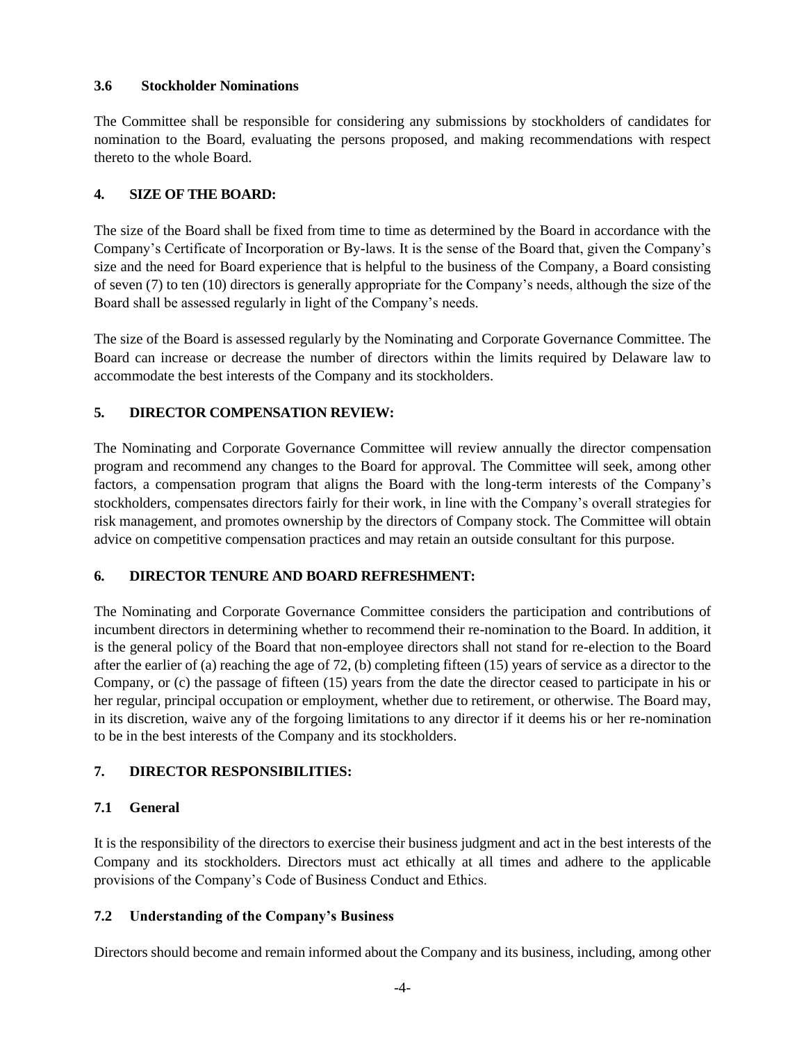### 3.6 Stockholder Nominations

The Committee shall be responsible for considering any submissions by stockholders of candidates for nomination to the Board, evaluating the persons proposed, and making recommendations with respect thereto to the whole Board.

## 4. SIZE OF THE BOARD:

The size of the Board shall be fixed from time to time as determined by the Board in accordance with the Company's Certificate of Incorporation or By-laws. It is the sense of the Board that, given the Company's size and the need for Board experience that is helpful to the business of the Company, a Board consisting of seven (7) to ten (10) directors is generally appropriate for the Company's needs, although the size of the Board shall be assessed regularly in light of the Company's needs.

The size of the Board is assessed regularly by the Nominating and Corporate Governance Committee. The Board can increase or decrease the number of directors within the limits required by Delaware law to accommodate the best interests of the Company and its stockholders.

## 5. DIRECTOR COMPENSATION REVIEW:

The Nominating and Corporate Governance Committee will review annually the director compensation program and recommend any changes to the Board for approval. The Committee will seek, among other factors, a compensation program that aligns the Board with the long-term interests of the Company's stockholders, compensates directors fairly for their work, in line with the Company's overall strategies for risk management, and promotes ownership by the directors of Company stock. The Committee will obtain advice on competitive compensation practices and may retain an outside consultant for this purpose.

## 6. DIRECTOR TENURE AND BOARD REFRESHMENT:

The Nominating and Corporate Governance Committee considers the participation and contributions of incumbent directors in determining whether to recommend their re-nomination to the Board. In addition, it is the general policy of the Board that non-employee directors shall not stand for re-election to the Board after the earlier of (a) reaching the age of 72, (b) completing fifteen (15) years of service as a director to the Company, or (c) the passage of fifteen (15) years from the date the director ceased to participate in his or her regular, principal occupation or employment, whether due to retirement, or otherwise. The Board may, in its discretion, waive any of the forgoing limitations to any director if it deems his or her re-nomination to be in the best interests of the Company and its stockholders.

## 7. DIRECTOR RESPONSIBILITIES:

### 7.1 General

It is the responsibility of the directors to exercise their business judgment and act in the best interests of the Company and its stockholders. Directors must act ethically at all times and adhere to the applicable provisions of the Company's Code of Business Conduct and Ethics.

### 7.2 Understanding of the Company's Business

Directors should become and remain informed about the Company and its business, including, among other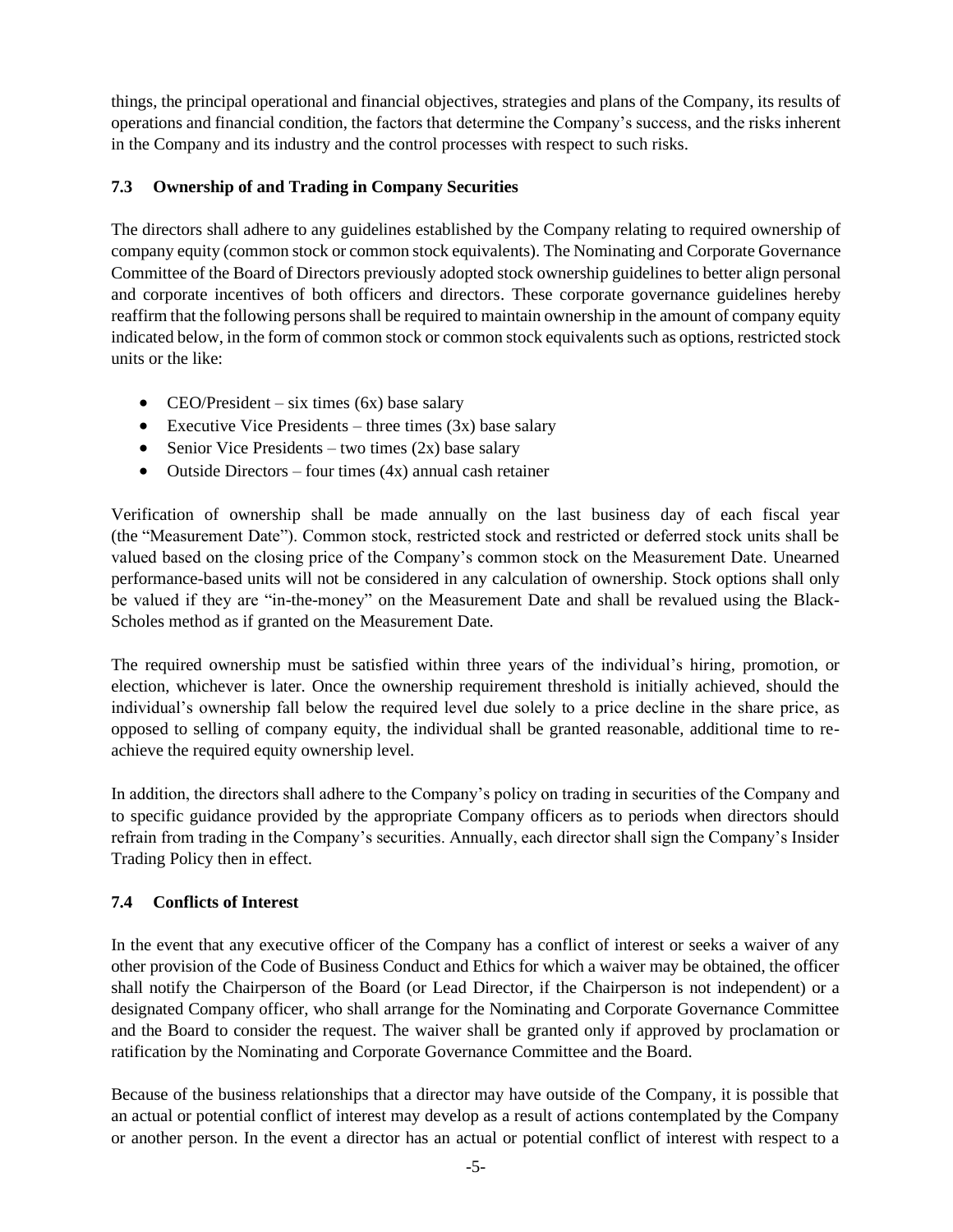things, the principal operational and financial objectives, strategies and plans of the Company, its results of operations and financial condition, the factors that determine the Company's success, and the risks inherent in the Company and its industry and the control processes with respect to such risks.

### 7.3 Ownership of and Trading in Company Securities

The directors shall adhere to any guidelines established by the Company relating to required ownership of company equity (common stock or common stock equivalents). The Nominating and Corporate Governance Committee of the Board of Directors previously adopted stock ownership guidelines to better align personal and corporate incentives of both officers and directors. These corporate governance guidelines hereby reaffirm that the following persons shall be required to maintain ownership in the amount of company equity indicated below, in the form of common stock or common stock equivalents such as options, restricted stock units or the like:

- CEO/President – six times (6x) base salary
- Executive Vice Presidents – three times (3x) base salary
- Senior Vice Presidents – two times (2x) base salary
- Outside Directors – four times (4x) annual cash retainer

Verification of ownership shall be made annually on the last business day of each fiscal year (the "Measurement Date"). Common stock, restricted stock and restricted or deferred stock units shall be valued based on the closing price of the Company's common stock on the Measurement Date. Unearned performance-based units will not be considered in any calculation of ownership. Stock options shall only be valued if they are "in-the-money" on the Measurement Date and shall be revalued using the Black-Scholes method as if granted on the Measurement Date.

The required ownership must be satisfied within three years of the individual's hiring, promotion, or election, whichever is later. Once the ownership requirement threshold is initially achieved, should the individual's ownership fall below the required level due solely to a price decline in the share price, as opposed to selling of company equity, the individual shall be granted reasonable, additional time to re-achieve the required equity ownership level.

In addition, the directors shall adhere to the Company's policy on trading in securities of the Company and to specific guidance provided by the appropriate Company officers as to periods when directors should refrain from trading in the Company's securities. Annually, each director shall sign the Company's Insider Trading Policy then in effect.

### 7.4 Conflicts of Interest

In the event that any executive officer of the Company has a conflict of interest or seeks a waiver of any other provision of the Code of Business Conduct and Ethics for which a waiver may be obtained, the officer shall notify the Chairperson of the Board (or Lead Director, if the Chairperson is not independent) or a designated Company officer, who shall arrange for the Nominating and Corporate Governance Committee and the Board to consider the request. The waiver shall be granted only if approved by proclamation or ratification by the Nominating and Corporate Governance Committee and the Board.

Because of the business relationships that a director may have outside of the Company, it is possible that an actual or potential conflict of interest may develop as a result of actions contemplated by the Company or another person. In the event a director has an actual or potential conflict of interest with respect to a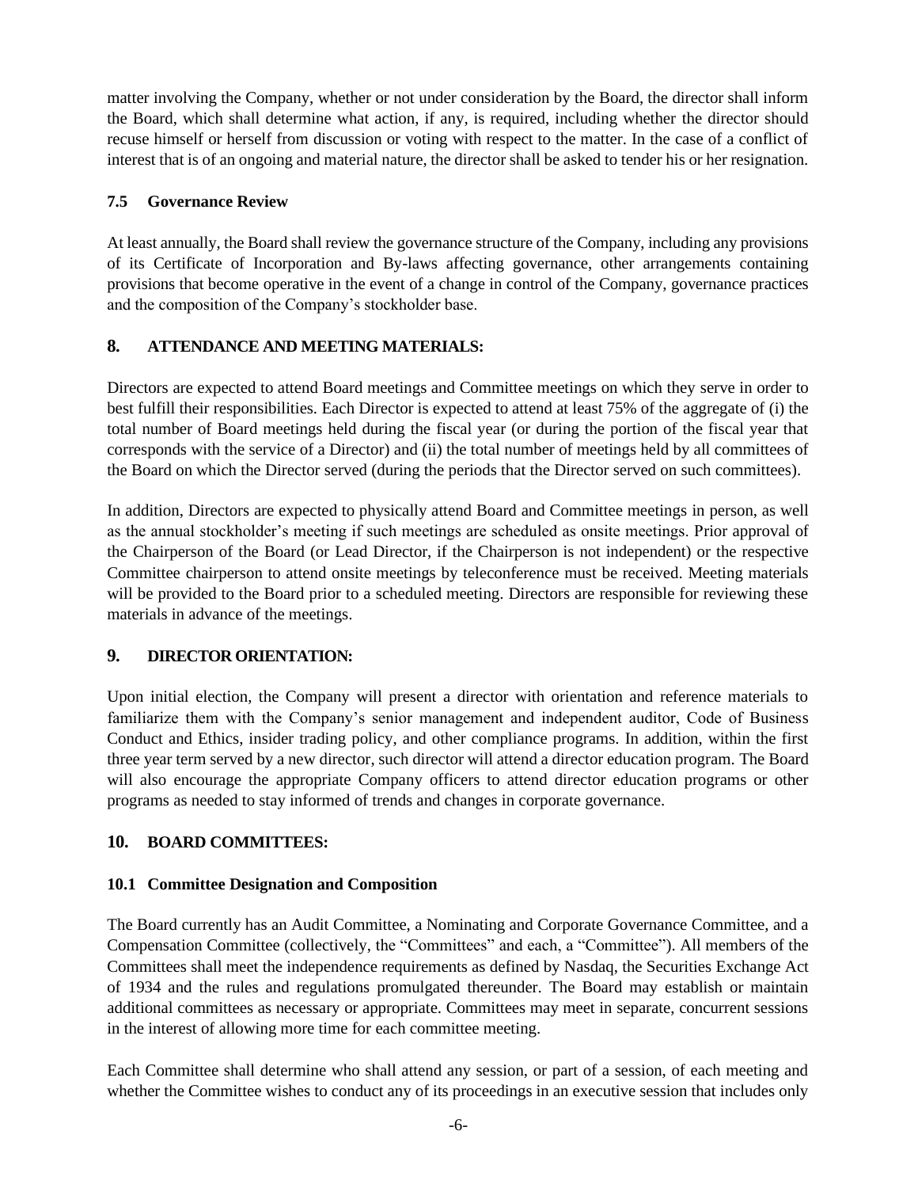matter involving the Company, whether or not under consideration by the Board, the director shall inform the Board, which shall determine what action, if any, is required, including whether the director should recuse himself or herself from discussion or voting with respect to the matter. In the case of a conflict of interest that is of an ongoing and material nature, the director shall be asked to tender his or her resignation.

### 7.5 Governance Review

At least annually, the Board shall review the governance structure of the Company, including any provisions of its Certificate of Incorporation and By-laws affecting governance, other arrangements containing provisions that become operative in the event of a change in control of the Company, governance practices and the composition of the Company's stockholder base.

## 8. ATTENDANCE AND MEETING MATERIALS:

Directors are expected to attend Board meetings and Committee meetings on which they serve in order to best fulfill their responsibilities. Each Director is expected to attend at least 75% of the aggregate of (i) the total number of Board meetings held during the fiscal year (or during the portion of the fiscal year that corresponds with the service of a Director) and (ii) the total number of meetings held by all committees of the Board on which the Director served (during the periods that the Director served on such committees).

In addition, Directors are expected to physically attend Board and Committee meetings in person, as well as the annual stockholder's meeting if such meetings are scheduled as onsite meetings. Prior approval of the Chairperson of the Board (or Lead Director, if the Chairperson is not independent) or the respective Committee chairperson to attend onsite meetings by teleconference must be received. Meeting materials will be provided to the Board prior to a scheduled meeting. Directors are responsible for reviewing these materials in advance of the meetings.

## 9. DIRECTOR ORIENTATION:

Upon initial election, the Company will present a director with orientation and reference materials to familiarize them with the Company's senior management and independent auditor, Code of Business Conduct and Ethics, insider trading policy, and other compliance programs. In addition, within the first three year term served by a new director, such director will attend a director education program. The Board will also encourage the appropriate Company officers to attend director education programs or other programs as needed to stay informed of trends and changes in corporate governance.

## 10. BOARD COMMITTEES:

### 10.1 Committee Designation and Composition

The Board currently has an Audit Committee, a Nominating and Corporate Governance Committee, and a Compensation Committee (collectively, the "Committees" and each, a "Committee"). All members of the Committees shall meet the independence requirements as defined by Nasdaq, the Securities Exchange Act of 1934 and the rules and regulations promulgated thereunder. The Board may establish or maintain additional committees as necessary or appropriate. Committees may meet in separate, concurrent sessions in the interest of allowing more time for each committee meeting.

Each Committee shall determine who shall attend any session, or part of a session, of each meeting and whether the Committee wishes to conduct any of its proceedings in an executive session that includes only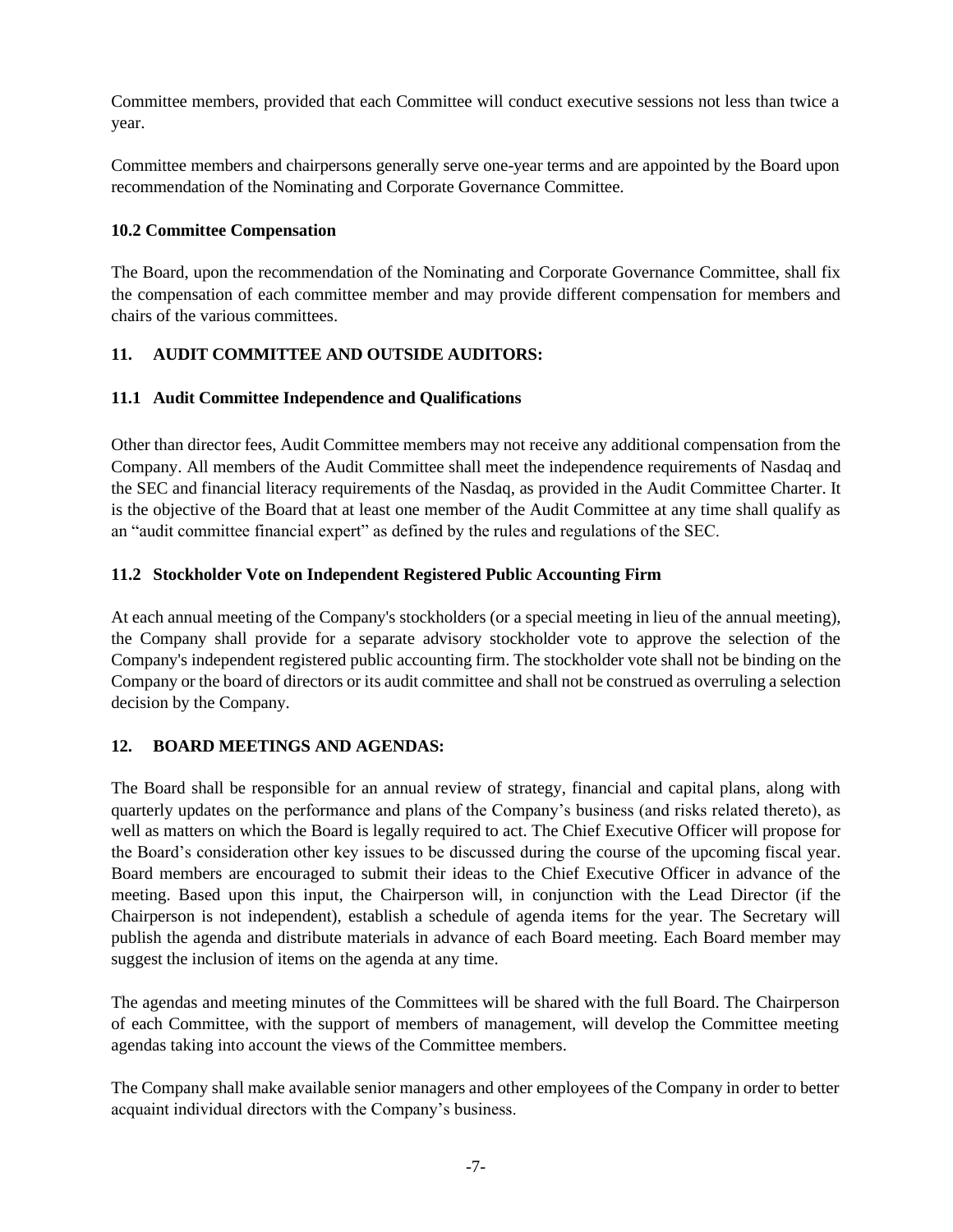Committee members, provided that each Committee will conduct executive sessions not less than twice a year.

Committee members and chairpersons generally serve one-year terms and are appointed by the Board upon recommendation of the Nominating and Corporate Governance Committee.

### 10.2 Committee Compensation

The Board, upon the recommendation of the Nominating and Corporate Governance Committee, shall fix the compensation of each committee member and may provide different compensation for members and chairs of the various committees.

## 11. AUDIT COMMITTEE AND OUTSIDE AUDITORS:

### 11.1 Audit Committee Independence and Qualifications

Other than director fees, Audit Committee members may not receive any additional compensation from the Company. All members of the Audit Committee shall meet the independence requirements of Nasdaq and the SEC and financial literacy requirements of the Nasdaq, as provided in the Audit Committee Charter. It is the objective of the Board that at least one member of the Audit Committee at any time shall qualify as an "audit committee financial expert" as defined by the rules and regulations of the SEC.

### 11.2 Stockholder Vote on Independent Registered Public Accounting Firm

At each annual meeting of the Company's stockholders (or a special meeting in lieu of the annual meeting), the Company shall provide for a separate advisory stockholder vote to approve the selection of the Company's independent registered public accounting firm. The stockholder vote shall not be binding on the Company or the board of directors or its audit committee and shall not be construed as overruling a selection decision by the Company.

## 12. BOARD MEETINGS AND AGENDAS:

The Board shall be responsible for an annual review of strategy, financial and capital plans, along with quarterly updates on the performance and plans of the Company's business (and risks related thereto), as well as matters on which the Board is legally required to act. The Chief Executive Officer will propose for the Board's consideration other key issues to be discussed during the course of the upcoming fiscal year. Board members are encouraged to submit their ideas to the Chief Executive Officer in advance of the meeting. Based upon this input, the Chairperson will, in conjunction with the Lead Director (if the Chairperson is not independent), establish a schedule of agenda items for the year. The Secretary will publish the agenda and distribute materials in advance of each Board meeting. Each Board member may suggest the inclusion of items on the agenda at any time.

The agendas and meeting minutes of the Committees will be shared with the full Board. The Chairperson of each Committee, with the support of members of management, will develop the Committee meeting agendas taking into account the views of the Committee members.

The Company shall make available senior managers and other employees of the Company in order to better acquaint individual directors with the Company's business.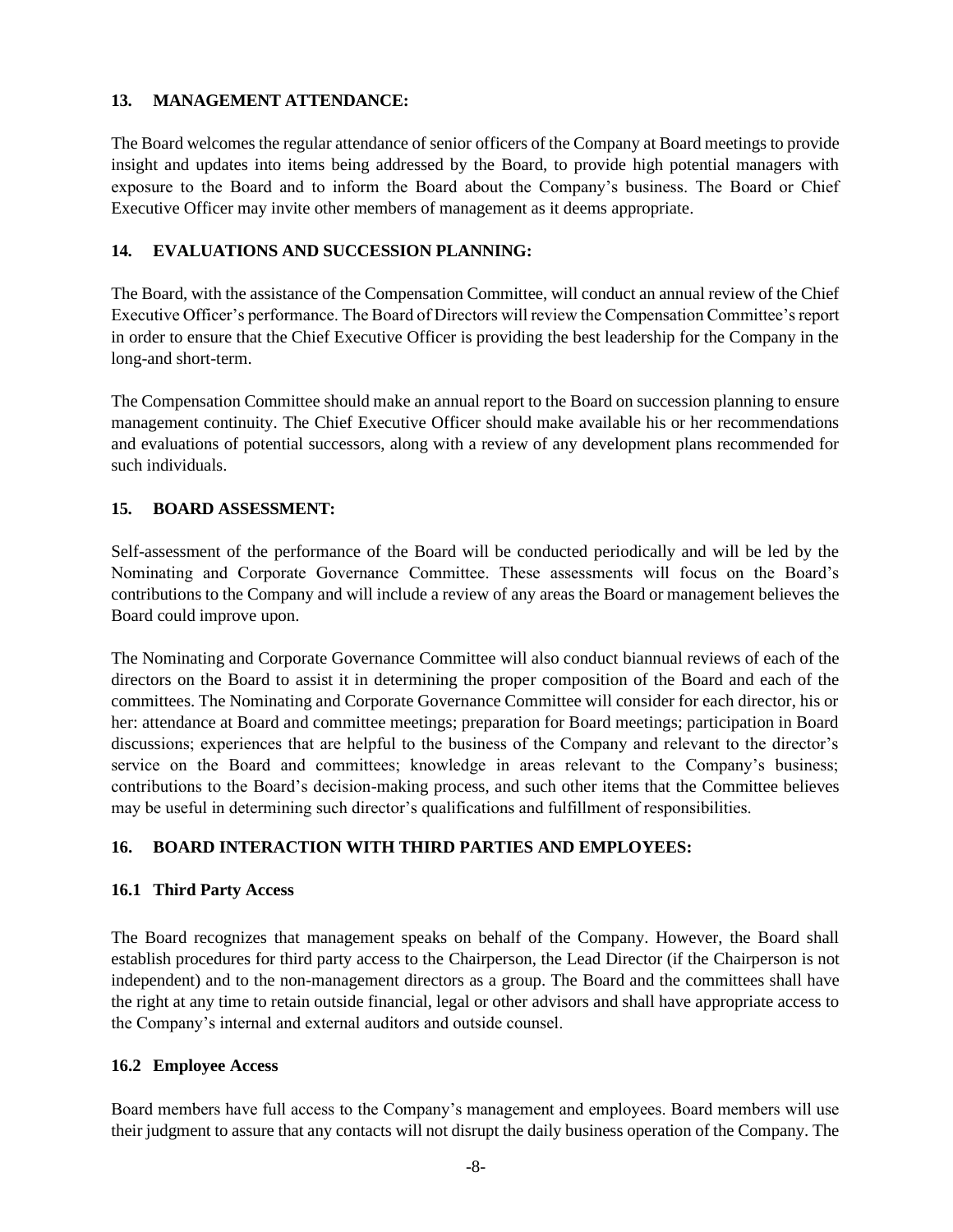## 13. MANAGEMENT ATTENDANCE:

The Board welcomes the regular attendance of senior officers of the Company at Board meetings to provide insight and updates into items being addressed by the Board, to provide high potential managers with exposure to the Board and to inform the Board about the Company's business. The Board or Chief Executive Officer may invite other members of management as it deems appropriate.

## 14. EVALUATIONS AND SUCCESSION PLANNING:

The Board, with the assistance of the Compensation Committee, will conduct an annual review of the Chief Executive Officer's performance. The Board of Directors will review the Compensation Committee's report in order to ensure that the Chief Executive Officer is providing the best leadership for the Company in the long-and short-term.

The Compensation Committee should make an annual report to the Board on succession planning to ensure management continuity. The Chief Executive Officer should make available his or her recommendations and evaluations of potential successors, along with a review of any development plans recommended for such individuals.

## 15. BOARD ASSESSMENT:

Self-assessment of the performance of the Board will be conducted periodically and will be led by the Nominating and Corporate Governance Committee. These assessments will focus on the Board's contributions to the Company and will include a review of any areas the Board or management believes the Board could improve upon.

The Nominating and Corporate Governance Committee will also conduct biannual reviews of each of the directors on the Board to assist it in determining the proper composition of the Board and each of the committees. The Nominating and Corporate Governance Committee will consider for each director, his or her: attendance at Board and committee meetings; preparation for Board meetings; participation in Board discussions; experiences that are helpful to the business of the Company and relevant to the director's service on the Board and committees; knowledge in areas relevant to the Company's business; contributions to the Board's decision-making process, and such other items that the Committee believes may be useful in determining such director's qualifications and fulfillment of responsibilities.

## 16. BOARD INTERACTION WITH THIRD PARTIES AND EMPLOYEES:

### 16.1 Third Party Access

The Board recognizes that management speaks on behalf of the Company. However, the Board shall establish procedures for third party access to the Chairperson, the Lead Director (if the Chairperson is not independent) and to the non-management directors as a group. The Board and the committees shall have the right at any time to retain outside financial, legal or other advisors and shall have appropriate access to the Company's internal and external auditors and outside counsel.

### 16.2 Employee Access

Board members have full access to the Company's management and employees. Board members will use their judgment to assure that any contacts will not disrupt the daily business operation of the Company. The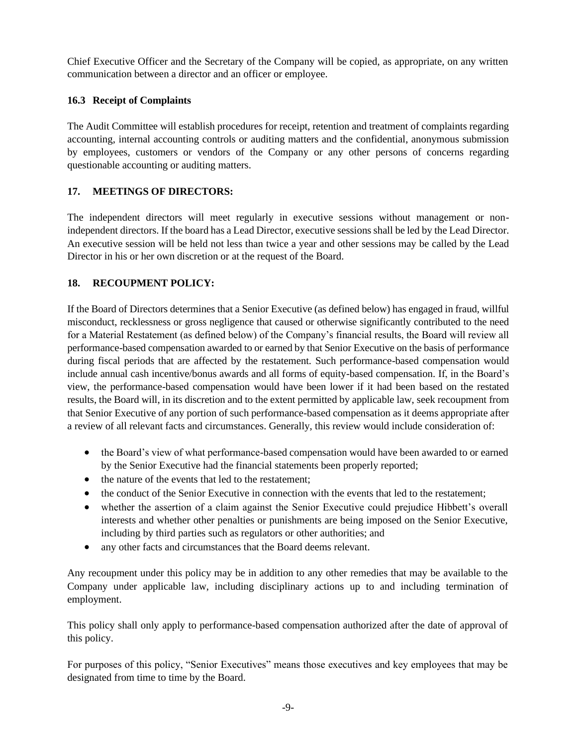Chief Executive Officer and the Secretary of the Company will be copied, as appropriate, on any written communication between a director and an officer or employee.

### 16.3 Receipt of Complaints

The Audit Committee will establish procedures for receipt, retention and treatment of complaints regarding accounting, internal accounting controls or auditing matters and the confidential, anonymous submission by employees, customers or vendors of the Company or any other persons of concerns regarding questionable accounting or auditing matters.

## 17. MEETINGS OF DIRECTORS:

The independent directors will meet regularly in executive sessions without management or non-independent directors. If the board has a Lead Director, executive sessions shall be led by the Lead Director. An executive session will be held not less than twice a year and other sessions may be called by the Lead Director in his or her own discretion or at the request of the Board.

## 18. RECOUPMENT POLICY:

If the Board of Directors determines that a Senior Executive (as defined below) has engaged in fraud, willful misconduct, recklessness or gross negligence that caused or otherwise significantly contributed to the need for a Material Restatement (as defined below) of the Company's financial results, the Board will review all performance-based compensation awarded to or earned by that Senior Executive on the basis of performance during fiscal periods that are affected by the restatement. Such performance-based compensation would include annual cash incentive/bonus awards and all forms of equity-based compensation. If, in the Board's view, the performance-based compensation would have been lower if it had been based on the restated results, the Board will, in its discretion and to the extent permitted by applicable law, seek recoupment from that Senior Executive of any portion of such performance-based compensation as it deems appropriate after a review of all relevant facts and circumstances. Generally, this review would include consideration of:

- the Board's view of what performance-based compensation would have been awarded to or earned by the Senior Executive had the financial statements been properly reported;
- the nature of the events that led to the restatement;
- the conduct of the Senior Executive in connection with the events that led to the restatement;
- whether the assertion of a claim against the Senior Executive could prejudice Hibbett's overall interests and whether other penalties or punishments are being imposed on the Senior Executive, including by third parties such as regulators or other authorities; and
- any other facts and circumstances that the Board deems relevant.

Any recoupment under this policy may be in addition to any other remedies that may be available to the Company under applicable law, including disciplinary actions up to and including termination of employment.

This policy shall only apply to performance-based compensation authorized after the date of approval of this policy.

For purposes of this policy, "Senior Executives" means those executives and key employees that may be designated from time to time by the Board.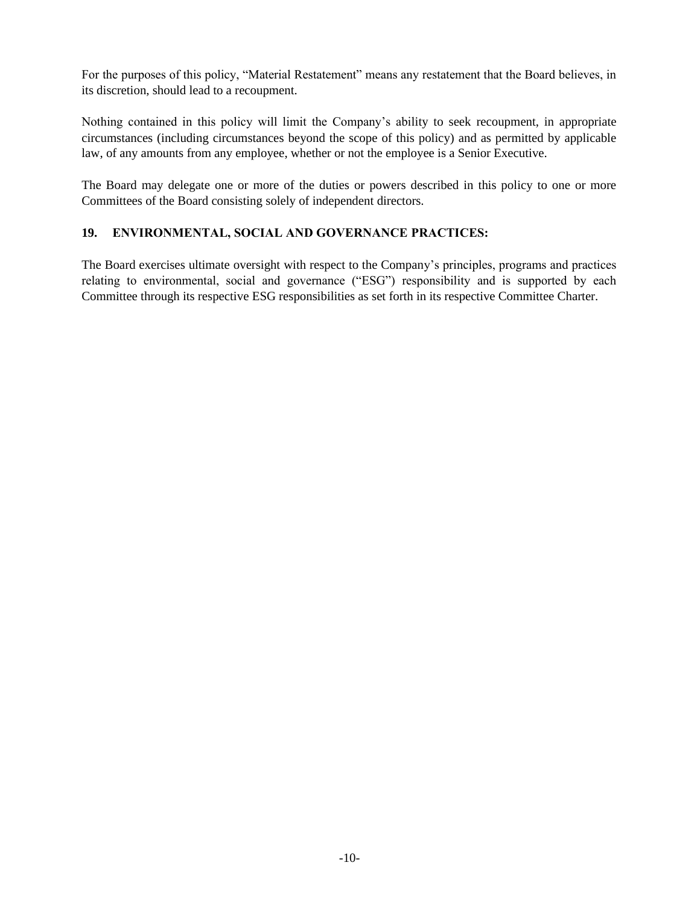For the purposes of this policy, "Material Restatement" means any restatement that the Board believes, in its discretion, should lead to a recoupment.

Nothing contained in this policy will limit the Company's ability to seek recoupment, in appropriate circumstances (including circumstances beyond the scope of this policy) and as permitted by applicable law, of any amounts from any employee, whether or not the employee is a Senior Executive.

The Board may delegate one or more of the duties or powers described in this policy to one or more Committees of the Board consisting solely of independent directors.

## 19. ENVIRONMENTAL, SOCIAL AND GOVERNANCE PRACTICES:

The Board exercises ultimate oversight with respect to the Company's principles, programs and practices relating to environmental, social and governance ("ESG") responsibility and is supported by each Committee through its respective ESG responsibilities as set forth in its respective Committee Charter.